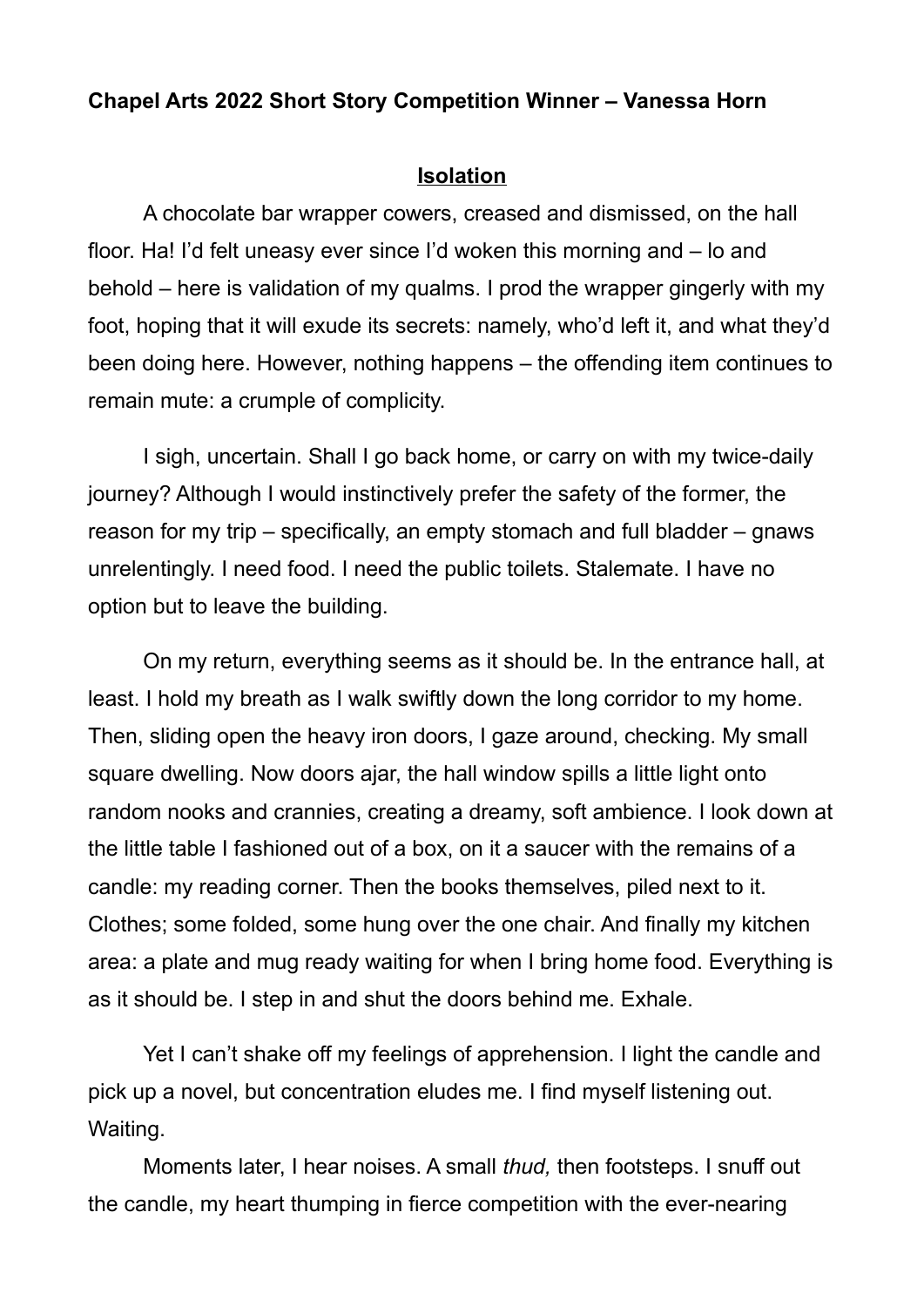**Chapel Arts 2022 Short Story Competition Winner – Vanessa Horn**

## Isolation

A chocolate bar wrapper cowers, creased and dismissed, on the hall floor. Ha! I'd felt uneasy ever since I'd woken this morning and – lo and behold – here is validation of my qualms. I prod the wrapper gingerly with my foot, hoping that it will exude its secrets: namely, who'd left it, and what they'd been doing here. However, nothing happens – the offending item continues to remain mute: a crumple of complicity.

I sigh, uncertain. Shall I go back home, or carry on with my twice-daily journey? Although I would instinctively prefer the safety of the former, the reason for my trip – specifically, an empty stomach and full bladder – gnaws unrelentingly. I need food. I need the public toilets. Stalemate. I have no option but to leave the building.

On my return, everything seems as it should be. In the entrance hall, at least. I hold my breath as I walk swiftly down the long corridor to my home. Then, sliding open the heavy iron doors, I gaze around, checking. My small square dwelling. Now doors ajar, the hall window spills a little light onto random nooks and crannies, creating a dreamy, soft ambience. I look down at the little table I fashioned out of a box, on it a saucer with the remains of a candle: my reading corner. Then the books themselves, piled next to it. Clothes; some folded, some hung over the one chair. And finally my kitchen area: a plate and mug ready waiting for when I bring home food. Everything is as it should be. I step in and shut the doors behind me. Exhale.

Yet I can't shake off my feelings of apprehension. I light the candle and pick up a novel, but concentration eludes me. I find myself listening out. Waiting.

Moments later, I hear noises. A small *thud,* then footsteps. I snuff out the candle, my heart thumping in fierce competition with the ever-nearing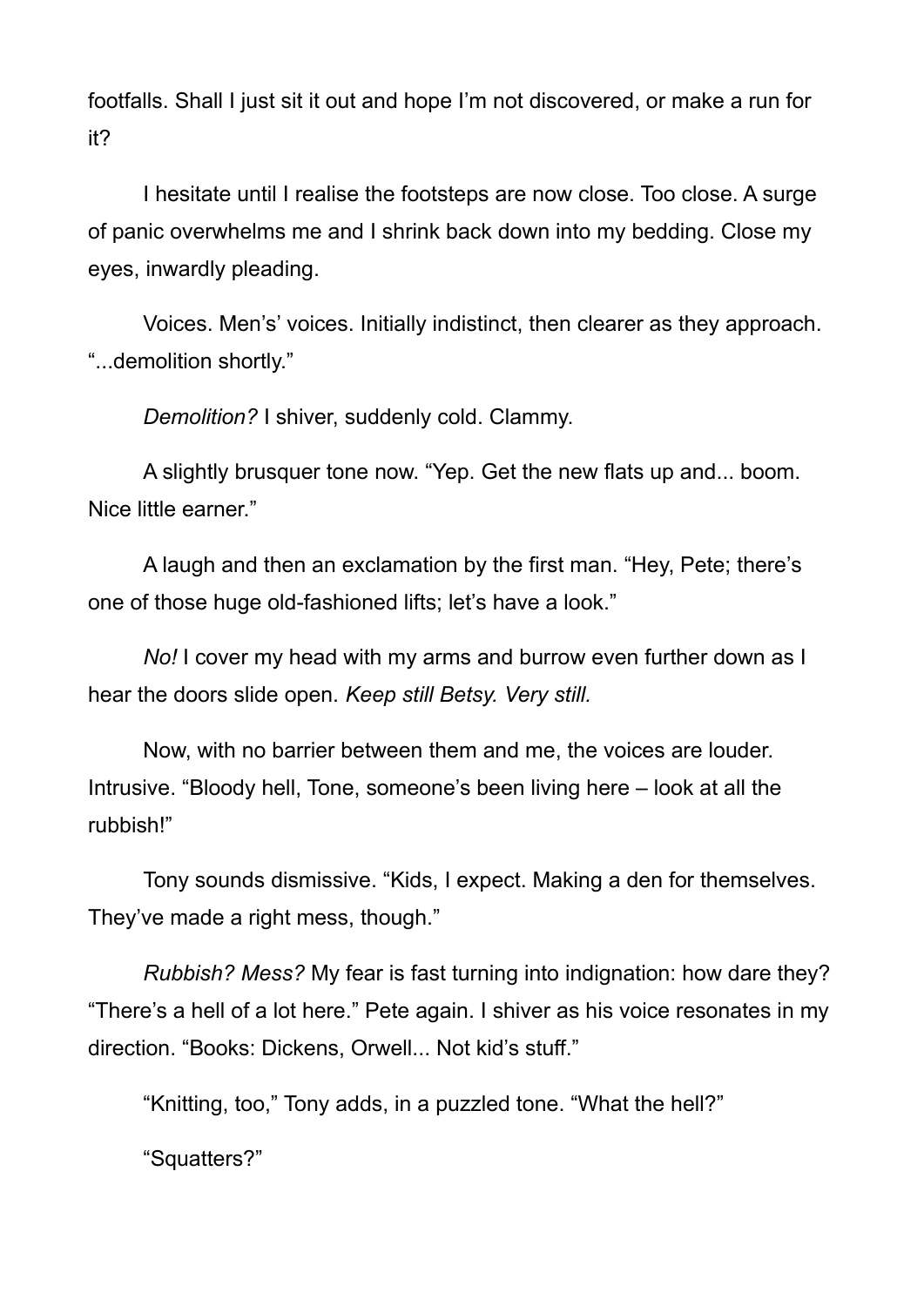footfalls. Shall I just sit it out and hope I'm not discovered, or make a run for it?

I hesitate until I realise the footsteps are now close. Too close. A surge of panic overwhelms me and I shrink back down into my bedding. Close my eyes, inwardly pleading.

Voices. Men's' voices. Initially indistinct, then clearer as they approach. "...demolition shortly."

*Demolition?* I shiver, suddenly cold. Clammy.

A slightly brusquer tone now. "Yep. Get the new flats up and... boom. Nice little earner."

A laugh and then an exclamation by the first man. "Hey, Pete; there's one of those huge old-fashioned lifts; let's have a look."

*No!* I cover my head with my arms and burrow even further down as I hear the doors slide open. *Keep still Betsy. Very still.*

Now, with no barrier between them and me, the voices are louder. Intrusive. "Bloody hell, Tone, someone's been living here – look at all the rubbish!"

Tony sounds dismissive. "Kids, I expect. Making a den for themselves. They've made a right mess, though."

*Rubbish? Mess?* My fear is fast turning into indignation: how dare they? "There's a hell of a lot here." Pete again. I shiver as his voice resonates in my direction. "Books: Dickens, Orwell... Not kid's stuff."

"Knitting, too," Tony adds, in a puzzled tone. "What the hell?"

"Squatters?"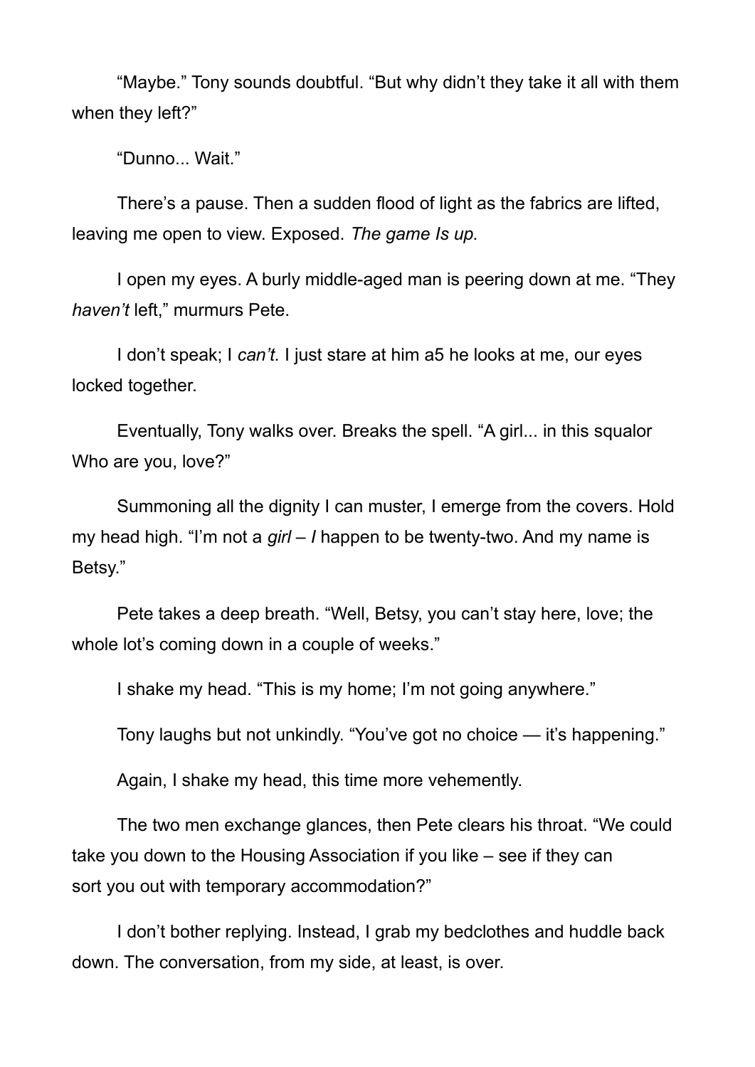"Maybe." Tony sounds doubtful. "But why didn't they take it all with them when they left?"

"Dunno... Wait."

There's a pause. Then a sudden flood of light as the fabrics are lifted, leaving me open to view. Exposed. *The game Is up.*

I open my eyes. A burly middle-aged man is peering down at me. "They *haven't* left," murmurs Pete.

I don't speak; I *can't.* I just stare at him a5 he looks at me, our eyes locked together.

Eventually, Tony walks over. Breaks the spell. "A girl... in this squalor Who are you, love?"

Summoning all the dignity I can muster, I emerge from the covers. Hold my head high. "I'm not a *girl* – *I* happen to be twenty-two. And my name is Betsy."

Pete takes a deep breath. "Well, Betsy, you can't stay here, love; the whole lot's coming down in a couple of weeks."

I shake my head. "This is my home; I'm not going anywhere."

Tony laughs but not unkindly. "You've got no choice — it's happening."

Again, I shake my head, this time more vehemently.

The two men exchange glances, then Pete clears his throat. "We could take you down to the Housing Association if you like – see if they can sort you out with temporary accommodation?"

I don't bother replying. Instead, I grab my bedclothes and huddle back down. The conversation, from my side, at least, is over.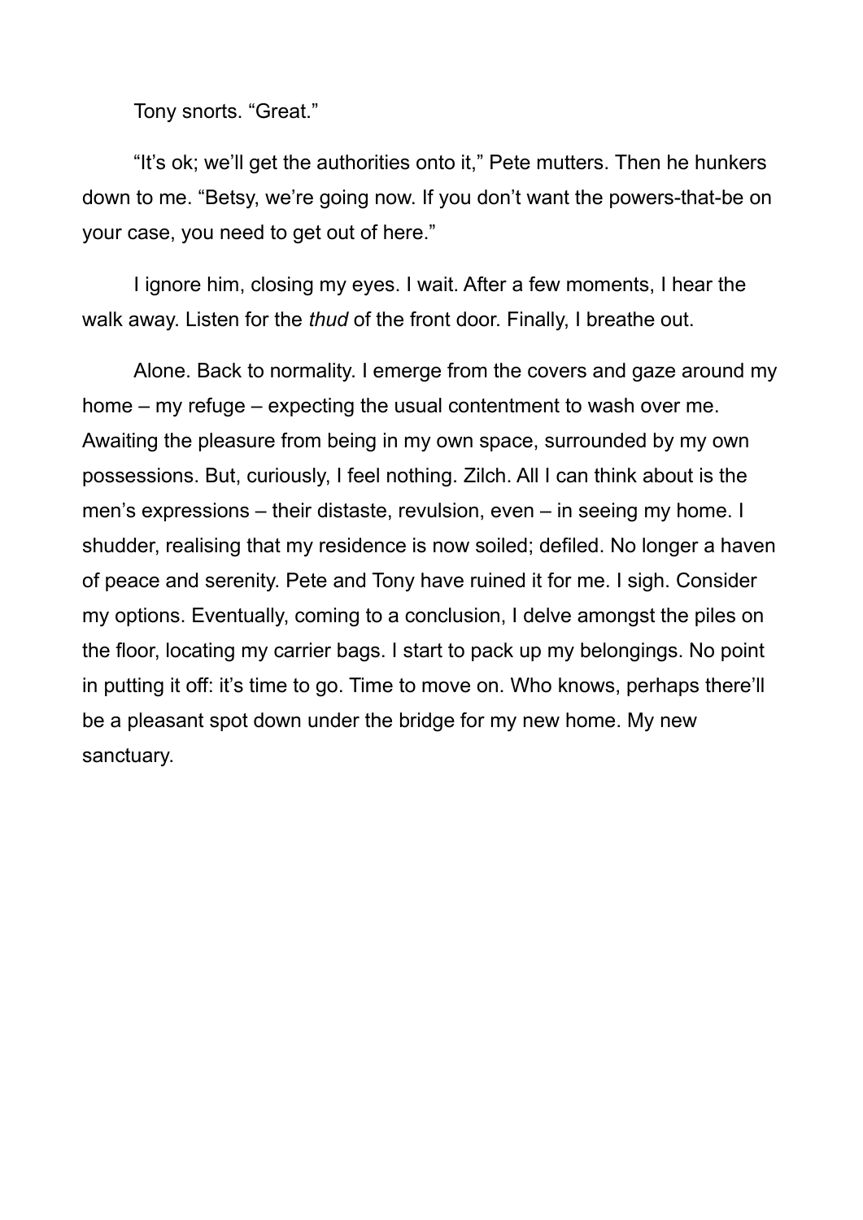Tony snorts. "Great."

"It's ok; we'll get the authorities onto it," Pete mutters. Then he hunkers down to me. "Betsy, we're going now. If you don't want the powers-that-be on your case, you need to get out of here."

I ignore him, closing my eyes. I wait. After a few moments, I hear the walk away. Listen for the *thud* of the front door. Finally, I breathe out.

Alone. Back to normality. I emerge from the covers and gaze around my home – my refuge – expecting the usual contentment to wash over me. Awaiting the pleasure from being in my own space, surrounded by my own possessions. But, curiously, I feel nothing. Zilch. All I can think about is the men's expressions – their distaste, revulsion, even – in seeing my home. I shudder, realising that my residence is now soiled; defiled. No longer a haven of peace and serenity. Pete and Tony have ruined it for me. I sigh. Consider my options. Eventually, coming to a conclusion, I delve amongst the piles on the floor, locating my carrier bags. I start to pack up my belongings. No point in putting it off: it's time to go. Time to move on. Who knows, perhaps there'll be a pleasant spot down under the bridge for my new home. My new sanctuary.